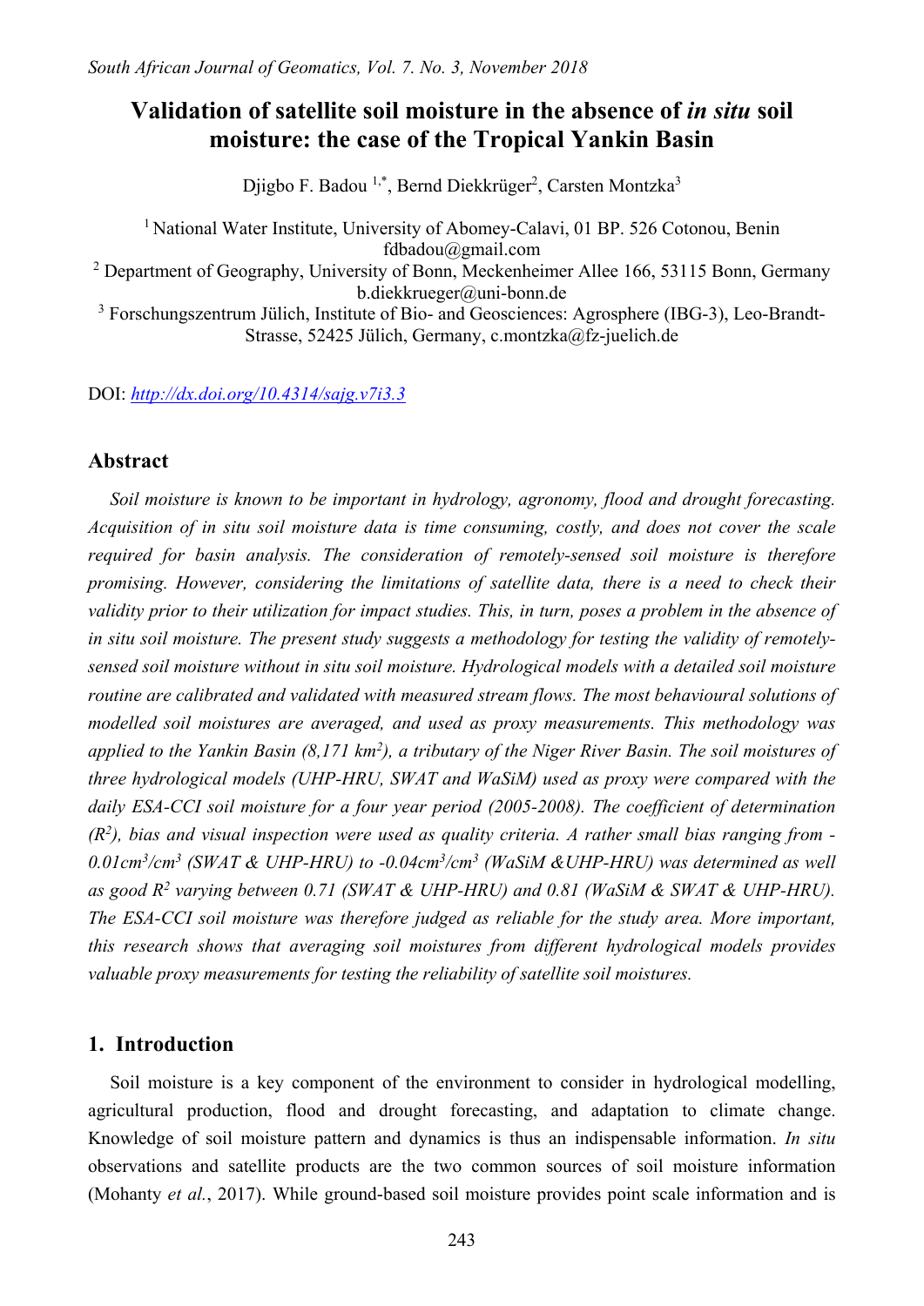# Validation of satellite soil moisture in the absence of *in situ* soil moisture: the case of the Tropical Yankin Basin

Djigbo F. Badou [1,*], Bernd Diekkrüger[2], Carsten Montzka[3]

[1] National Water Institute, University of Abomey-Calavi, 01 BP. 526 Cotonou, Benin fdbadou@gmail.com

[2] Department of Geography, University of Bonn, Meckenheimer Allee 166, 53115 Bonn, Germany b.diekkrueger@uni-bonn.de

[3] Forschungszentrum Jülich, Institute of Bio- and Geosciences: Agrosphere (IBG-3), Leo-Brandt-Strasse, 52425 Jülich, Germany, c.montzka@fz-juelich.de

DOI: *http://dx.doi.org/10.4314/sajg.v7i3.3*

## Abstract

*Soil moisture is known to be important in hydrology, agronomy, flood and drought forecasting. Acquisition of in situ soil moisture data is time consuming, costly, and does not cover the scale required for basin analysis. The consideration of remotely-sensed soil moisture is therefore promising. However, considering the limitations of satellite data, there is a need to check their validity prior to their utilization for impact studies. This, in turn, poses a problem in the absence of in situ soil moisture. The present study suggests a methodology for testing the validity of remotely-sensed soil moisture without in situ soil moisture. Hydrological models with a detailed soil moisture routine are calibrated and validated with measured stream flows. The most behavioural solutions of modelled soil moistures are averaged, and used as proxy measurements. This methodology was applied to the Yankin Basin (8,171 km²), a tributary of the Niger River Basin. The soil moistures of three hydrological models (UHP-HRU, SWAT and WaSiM) used as proxy were compared with the daily ESA-CCI soil moisture for a four year period (2005-2008). The coefficient of determination ($R^2$), bias and visual inspection were used as quality criteria. A rather small bias ranging from -0.01cm³/cm³ (SWAT & UHP-HRU) to -0.04cm³/cm³ (WaSiM &UHP-HRU) was determined as well as good $R^2$ varying between 0.71 (SWAT & UHP-HRU) and 0.81 (WaSiM & SWAT & UHP-HRU). The ESA-CCI soil moisture was therefore judged as reliable for the study area. More important, this research shows that averaging soil moistures from different hydrological models provides valuable proxy measurements for testing the reliability of satellite soil moistures.*

## 1. Introduction

Soil moisture is a key component of the environment to consider in hydrological modelling, agricultural production, flood and drought forecasting, and adaptation to climate change. Knowledge of soil moisture pattern and dynamics is thus an indispensable information. *In situ* observations and satellite products are the two common sources of soil moisture information (Mohanty *et al.*, 2017). While ground-based soil moisture provides point scale information and is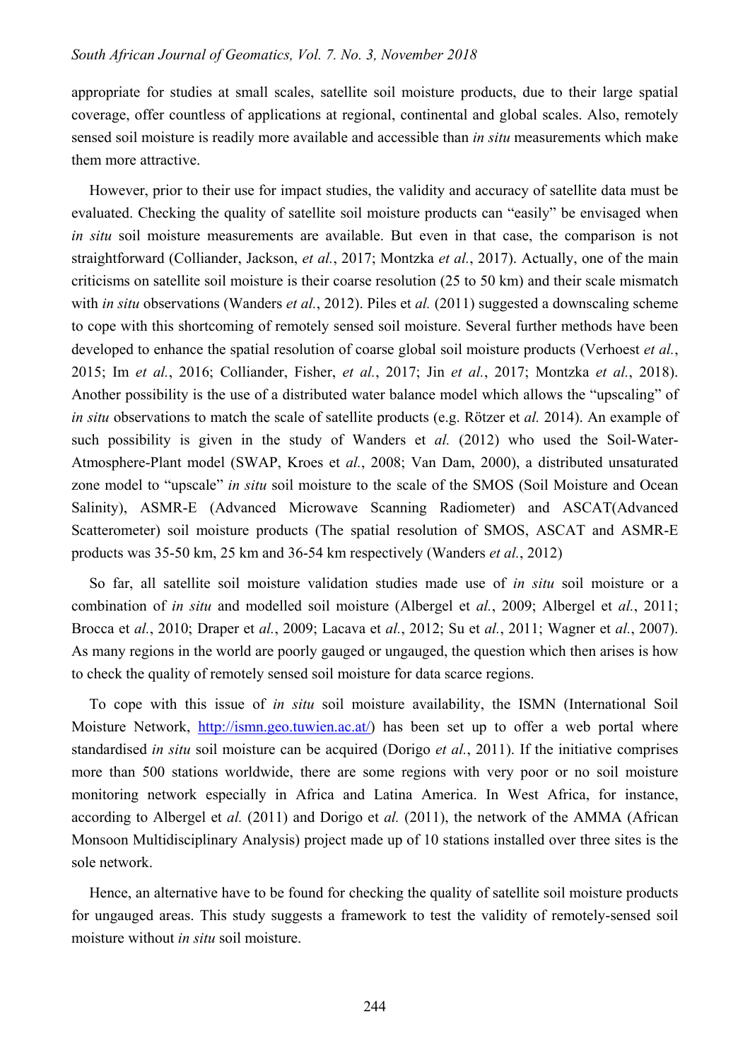appropriate for studies at small scales, satellite soil moisture products, due to their large spatial coverage, offer countless of applications at regional, continental and global scales. Also, remotely sensed soil moisture is readily more available and accessible than *in situ* measurements which make them more attractive.

However, prior to their use for impact studies, the validity and accuracy of satellite data must be evaluated. Checking the quality of satellite soil moisture products can "easily" be envisaged when *in situ* soil moisture measurements are available. But even in that case, the comparison is not straightforward (Colliander, Jackson, *et al.*, 2017; Montzka *et al.*, 2017). Actually, one of the main criticisms on satellite soil moisture is their coarse resolution (25 to 50 km) and their scale mismatch with *in situ* observations (Wanders *et al.*, 2012). Piles et *al.* (2011) suggested a downscaling scheme to cope with this shortcoming of remotely sensed soil moisture. Several further methods have been developed to enhance the spatial resolution of coarse global soil moisture products (Verhoest *et al.*, 2015; Im *et al.*, 2016; Colliander, Fisher, *et al.*, 2017; Jin *et al.*, 2017; Montzka *et al.*, 2018). Another possibility is the use of a distributed water balance model which allows the "upscaling" of *in situ* observations to match the scale of satellite products (e.g. Rötzer et *al.* 2014). An example of such possibility is given in the study of Wanders et *al.* (2012) who used the Soil-Water-Atmosphere-Plant model (SWAP, Kroes et *al.*, 2008; Van Dam, 2000), a distributed unsaturated zone model to "upscale" *in situ* soil moisture to the scale of the SMOS (Soil Moisture and Ocean Salinity), ASMR-E (Advanced Microwave Scanning Radiometer) and ASCAT(Advanced Scatterometer) soil moisture products (The spatial resolution of SMOS, ASCAT and ASMR-E products was 35-50 km, 25 km and 36-54 km respectively (Wanders *et al.*, 2012)

So far, all satellite soil moisture validation studies made use of *in situ* soil moisture or a combination of *in situ* and modelled soil moisture (Albergel et *al.*, 2009; Albergel et *al.*, 2011; Brocca et *al.*, 2010; Draper et *al.*, 2009; Lacava et *al.*, 2012; Su et *al.*, 2011; Wagner et *al.*, 2007). As many regions in the world are poorly gauged or ungauged, the question which then arises is how to check the quality of remotely sensed soil moisture for data scarce regions.

To cope with this issue of *in situ* soil moisture availability, the ISMN (International Soil Moisture Network, http://ismn.geo.tuwien.ac.at/) has been set up to offer a web portal where standardised *in situ* soil moisture can be acquired (Dorigo *et al.*, 2011). If the initiative comprises more than 500 stations worldwide, there are some regions with very poor or no soil moisture monitoring network especially in Africa and Latina America. In West Africa, for instance, according to Albergel et *al.* (2011) and Dorigo et *al.* (2011), the network of the AMMA (African Monsoon Multidisciplinary Analysis) project made up of 10 stations installed over three sites is the sole network.

Hence, an alternative have to be found for checking the quality of satellite soil moisture products for ungauged areas. This study suggests a framework to test the validity of remotely-sensed soil moisture without *in situ* soil moisture.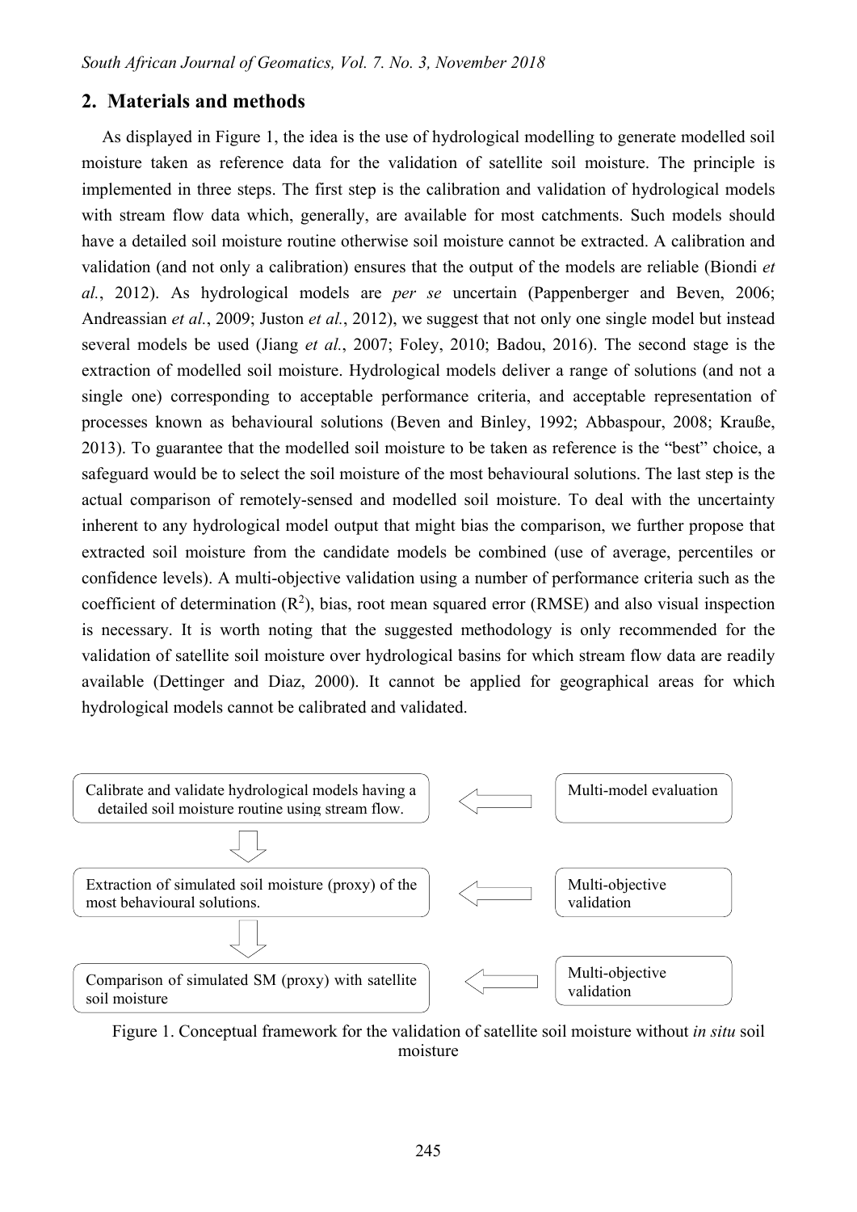## 2. Materials and methods

As displayed in Figure 1, the idea is the use of hydrological modelling to generate modelled soil moisture taken as reference data for the validation of satellite soil moisture. The principle is implemented in three steps. The first step is the calibration and validation of hydrological models with stream flow data which, generally, are available for most catchments. Such models should have a detailed soil moisture routine otherwise soil moisture cannot be extracted. A calibration and validation (and not only a calibration) ensures that the output of the models are reliable (Biondi *et al.*, 2012). As hydrological models are *per se* uncertain (Pappenberger and Beven, 2006; Andreassian *et al.*, 2009; Juston *et al.*, 2012), we suggest that not only one single model but instead several models be used (Jiang *et al.*, 2007; Foley, 2010; Badou, 2016). The second stage is the extraction of modelled soil moisture. Hydrological models deliver a range of solutions (and not a single one) corresponding to acceptable performance criteria, and acceptable representation of processes known as behavioural solutions (Beven and Binley, 1992; Abbaspour, 2008; Krauße, 2013). To guarantee that the modelled soil moisture to be taken as reference is the "best" choice, a safeguard would be to select the soil moisture of the most behavioural solutions. The last step is the actual comparison of remotely-sensed and modelled soil moisture. To deal with the uncertainty inherent to any hydrological model output that might bias the comparison, we further propose that extracted soil moisture from the candidate models be combined (use of average, percentiles or confidence levels). A multi-objective validation using a number of performance criteria such as the coefficient of determination ($R^2$), bias, root mean squared error (RMSE) and also visual inspection is necessary. It is worth noting that the suggested methodology is only recommended for the validation of satellite soil moisture over hydrological basins for which stream flow data are readily available (Dettinger and Diaz, 2000). It cannot be applied for geographical areas for which hydrological models cannot be calibrated and validated.

Calibrate and validate hydrological models having a detailed soil moisture routine using stream flow. ⇐ Multi-model evaluation

⇓

Extraction of simulated soil moisture (proxy) of the most behavioural solutions. ⇐ Multi-objective validation

⇓

Comparison of simulated SM (proxy) with satellite soil moisture ⇐ Multi-objective validation

Figure 1. Conceptual framework for the validation of satellite soil moisture without *in situ* soil moisture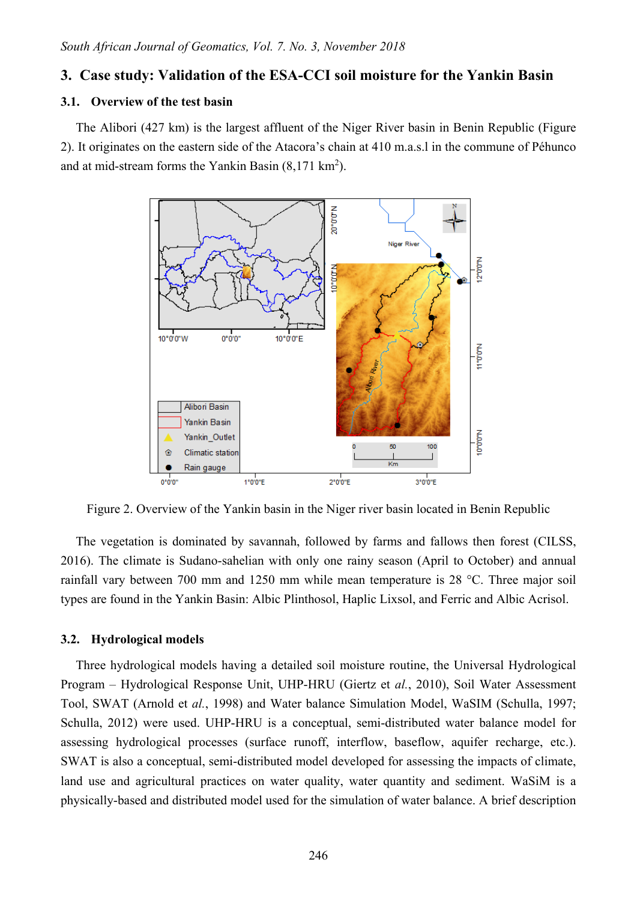## 3. Case study: Validation of the ESA-CCI soil moisture for the Yankin Basin

### 3.1. Overview of the test basin

The Alibori (427 km) is the largest affluent of the Niger River basin in Benin Republic (Figure 2). It originates on the eastern side of the Atacora's chain at 410 m.a.s.l in the commune of Péhunco and at mid-stream forms the Yankin Basin (8,171 km$^2$).

Figure 2. Overview of the Yankin basin in the Niger river basin located in Benin Republic

The vegetation is dominated by savannah, followed by farms and fallows then forest (CILSS, 2016). The climate is Sudano-sahelian with only one rainy season (April to October) and annual rainfall vary between 700 mm and 1250 mm while mean temperature is 28 °C. Three major soil types are found in the Yankin Basin: Albic Plinthosol, Haplic Lixsol, and Ferric and Albic Acrisol.

### 3.2. Hydrological models

Three hydrological models having a detailed soil moisture routine, the Universal Hydrological Program – Hydrological Response Unit, UHP-HRU (Giertz et *al.*, 2010), Soil Water Assessment Tool, SWAT (Arnold et *al.*, 1998) and Water balance Simulation Model, WaSiM (Schulla, 1997; Schulla, 2012) were used. UHP-HRU is a conceptual, semi-distributed water balance model for assessing hydrological processes (surface runoff, interflow, baseflow, aquifer recharge, etc.). SWAT is also a conceptual, semi-distributed model developed for assessing the impacts of climate, land use and agricultural practices on water quality, water quantity and sediment. WaSiM is a physically-based and distributed model used for the simulation of water balance. A brief description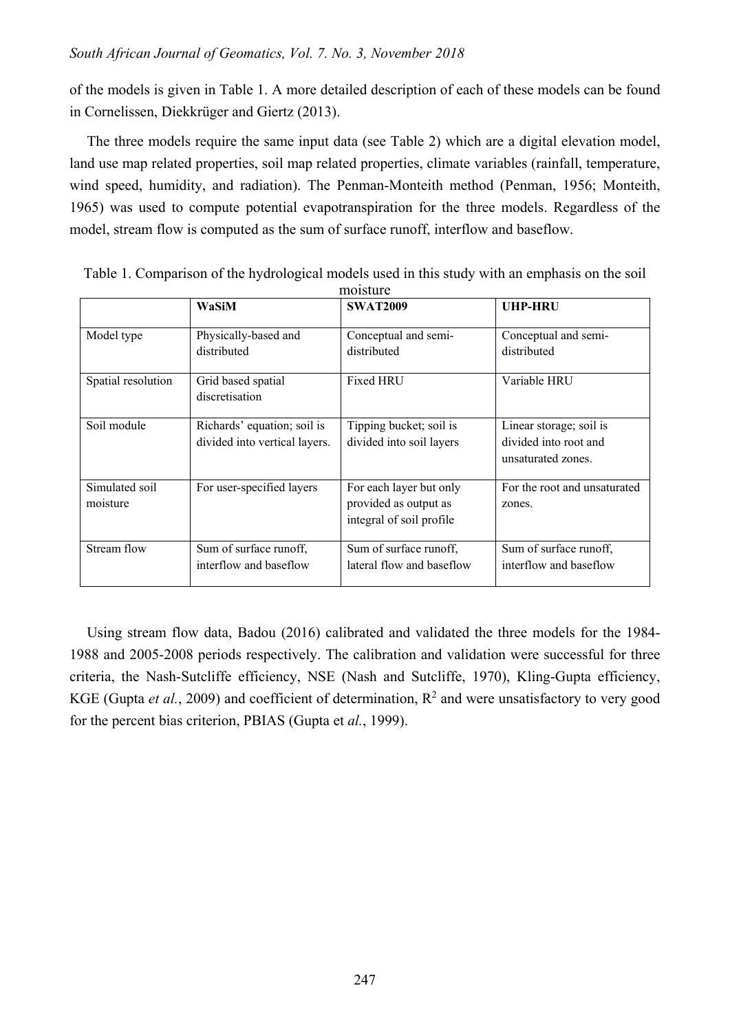of the models is given in Table 1. A more detailed description of each of these models can be found in Cornelissen, Diekkrüger and Giertz (2013).

The three models require the same input data (see Table 2) which are a digital elevation model, land use map related properties, soil map related properties, climate variables (rainfall, temperature, wind speed, humidity, and radiation). The Penman-Monteith method (Penman, 1956; Monteith, 1965) was used to compute potential evapotranspiration for the three models. Regardless of the model, stream flow is computed as the sum of surface runoff, interflow and baseflow.

Table 1. Comparison of the hydrological models used in this study with an emphasis on the soil moisture

| | **WaSiM** | **SWAT2009** | **UHP-HRU** |
|---|---|---|---|
| Model type | Physically-based and distributed | Conceptual and semi-distributed | Conceptual and semi-distributed |
| Spatial resolution | Grid based spatial discretisation | Fixed HRU | Variable HRU |
| Soil module | Richards' equation; soil is divided into vertical layers. | Tipping bucket; soil is divided into soil layers | Linear storage; soil is divided into root and unsaturated zones. |
| Simulated soil moisture | For user-specified layers | For each layer but only provided as output as integral of soil profile | For the root and unsaturated zones. |
| Stream flow | Sum of surface runoff, interflow and baseflow | Sum of surface runoff, lateral flow and baseflow | Sum of surface runoff, interflow and baseflow |

Using stream flow data, Badou (2016) calibrated and validated the three models for the 1984-1988 and 2005-2008 periods respectively. The calibration and validation were successful for three criteria, the Nash-Sutcliffe efficiency, NSE (Nash and Sutcliffe, 1970), Kling-Gupta efficiency, KGE (Gupta *et al.*, 2009) and coefficient of determination, $R^2$ and were unsatisfactory to very good for the percent bias criterion, PBIAS (Gupta et *al.*, 1999).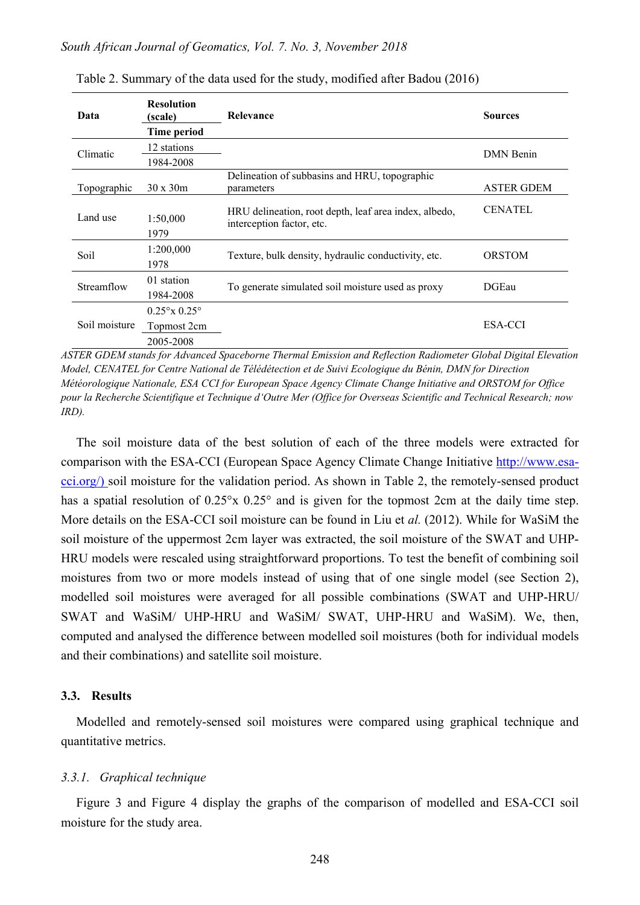Table 2. Summary of the data used for the study, modified after Badou (2016)

| Data | Resolution (scale) / Time period | Relevance | Sources |
|---|---|---|---|
| Climatic | 12 stations<br>1984-2008 | | DMN Benin |
| Topographic | 30 x 30m | Delineation of subbasins and HRU, topographic parameters | ASTER GDEM |
| Land use | 1:50,000<br>1979 | HRU delineation, root depth, leaf area index, albedo, interception factor, etc. | CENATEL |
| Soil | 1:200,000<br>1978 | Texture, bulk density, hydraulic conductivity, etc. | ORSTOM |
| Streamflow | 01 station<br>1984-2008 | To generate simulated soil moisture used as proxy | DGEau |
| Soil moisture | 0.25°x 0.25°<br>Topmost 2cm<br>2005-2008 | | ESA-CCI |

*ASTER GDEM stands for Advanced Spaceborne Thermal Emission and Reflection Radiometer Global Digital Elevation Model, CENATEL for Centre National de Télédétection et de Suivi Ecologique du Bénin, DMN for Direction Météorologique Nationale, ESA CCI for European Space Agency Climate Change Initiative and ORSTOM for Office pour la Recherche Scientifique et Technique d'Outre Mer (Office for Overseas Scientific and Technical Research; now IRD).*

The soil moisture data of the best solution of each of the three models were extracted for comparison with the ESA-CCI (European Space Agency Climate Change Initiative http://www.esa-cci.org/) soil moisture for the validation period. As shown in Table 2, the remotely-sensed product has a spatial resolution of 0.25°x 0.25° and is given for the topmost 2cm at the daily time step. More details on the ESA-CCI soil moisture can be found in Liu et *al.* (2012). While for WaSiM the soil moisture of the uppermost 2cm layer was extracted, the soil moisture of the SWAT and UHP-HRU models were rescaled using straightforward proportions. To test the benefit of combining soil moistures from two or more models instead of using that of one single model (see Section 2), modelled soil moistures were averaged for all possible combinations (SWAT and UHP-HRU/ SWAT and WaSiM/ UHP-HRU and WaSiM/ SWAT, UHP-HRU and WaSiM). We, then, computed and analysed the difference between modelled soil moistures (both for individual models and their combinations) and satellite soil moisture.

### 3.3. Results

Modelled and remotely-sensed soil moistures were compared using graphical technique and quantitative metrics.

#### *3.3.1. Graphical technique*

Figure 3 and Figure 4 display the graphs of the comparison of modelled and ESA-CCI soil moisture for the study area.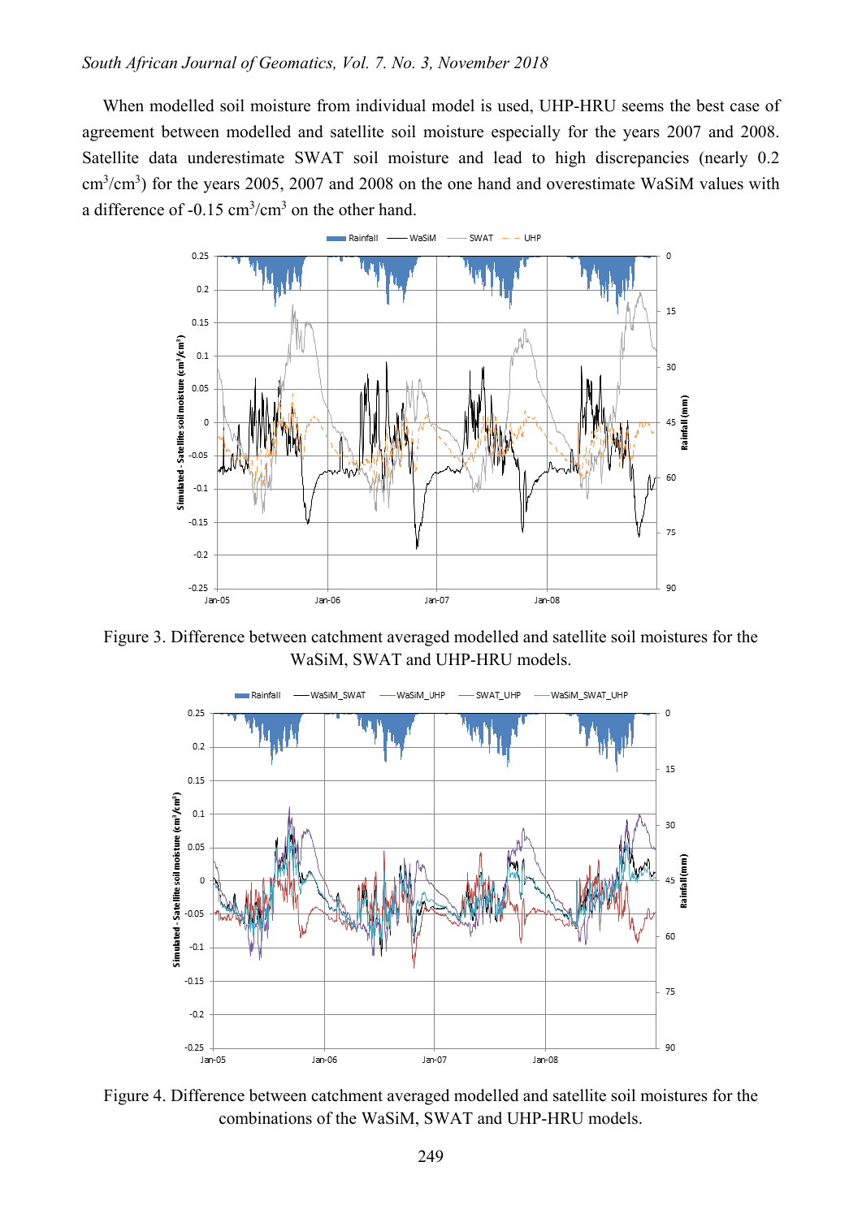When modelled soil moisture from individual model is used, UHP-HRU seems the best case of agreement between modelled and satellite soil moisture especially for the years 2007 and 2008. Satellite data underestimate SWAT soil moisture and lead to high discrepancies (nearly 0.2 $cm^3/cm^3$) for the years 2005, 2007 and 2008 on the one hand and overestimate WaSiM values with a difference of -0.15 $cm^3/cm^3$ on the other hand.

Figure 3. Difference between catchment averaged modelled and satellite soil moistures for the WaSiM, SWAT and UHP-HRU models.

Figure 4. Difference between catchment averaged modelled and satellite soil moistures for the combinations of the WaSiM, SWAT and UHP-HRU models.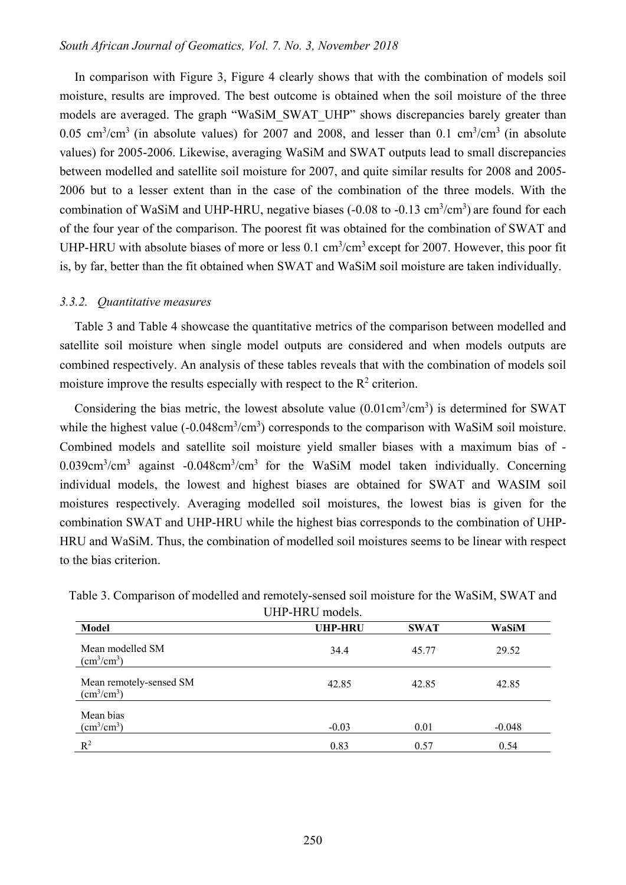In comparison with Figure 3, Figure 4 clearly shows that with the combination of models soil moisture, results are improved. The best outcome is obtained when the soil moisture of the three models are averaged. The graph "WaSiM_SWAT_UHP" shows discrepancies barely greater than 0.05 $cm^3/cm^3$ (in absolute values) for 2007 and 2008, and lesser than 0.1 $cm^3/cm^3$ (in absolute values) for 2005-2006. Likewise, averaging WaSiM and SWAT outputs lead to small discrepancies between modelled and satellite soil moisture for 2007, and quite similar results for 2008 and 2005-2006 but to a lesser extent than in the case of the combination of the three models. With the combination of WaSiM and UHP-HRU, negative biases (-0.08 to -0.13 $cm^3/cm^3$) are found for each of the four year of the comparison. The poorest fit was obtained for the combination of SWAT and UHP-HRU with absolute biases of more or less 0.1 $cm^3/cm^3$ except for 2007. However, this poor fit is, by far, better than the fit obtained when SWAT and WaSiM soil moisture are taken individually.

### *3.3.2. Quantitative measures*

Table 3 and Table 4 showcase the quantitative metrics of the comparison between modelled and satellite soil moisture when single model outputs are considered and when models outputs are combined respectively. An analysis of these tables reveals that with the combination of models soil moisture improve the results especially with respect to the $R^2$ criterion.

Considering the bias metric, the lowest absolute value (0.01$cm^3/cm^3$) is determined for SWAT while the highest value (-0.048$cm^3/cm^3$) corresponds to the comparison with WaSiM soil moisture. Combined models and satellite soil moisture yield smaller biases with a maximum bias of -0.039$cm^3/cm^3$ against -0.048$cm^3/cm^3$ for the WaSiM model taken individually. Concerning individual models, the lowest and highest biases are obtained for SWAT and WASIM soil moistures respectively. Averaging modelled soil moistures, the lowest bias is given for the combination SWAT and UHP-HRU while the highest bias corresponds to the combination of UHP-HRU and WaSiM. Thus, the combination of modelled soil moistures seems to be linear with respect to the bias criterion.

Table 3. Comparison of modelled and remotely-sensed soil moisture for the WaSiM, SWAT and UHP-HRU models.

| Model | UHP-HRU | SWAT | WaSiM |
|---|---|---|---|
| Mean modelled SM ($cm^3/cm^3$) | 34.4 | 45.77 | 29.52 |
| Mean remotely-sensed SM ($cm^3/cm^3$) | 42.85 | 42.85 | 42.85 |
| Mean bias ($cm^3/cm^3$) | -0.03 | 0.01 | -0.048 |
| $R^2$ | 0.83 | 0.57 | 0.54 |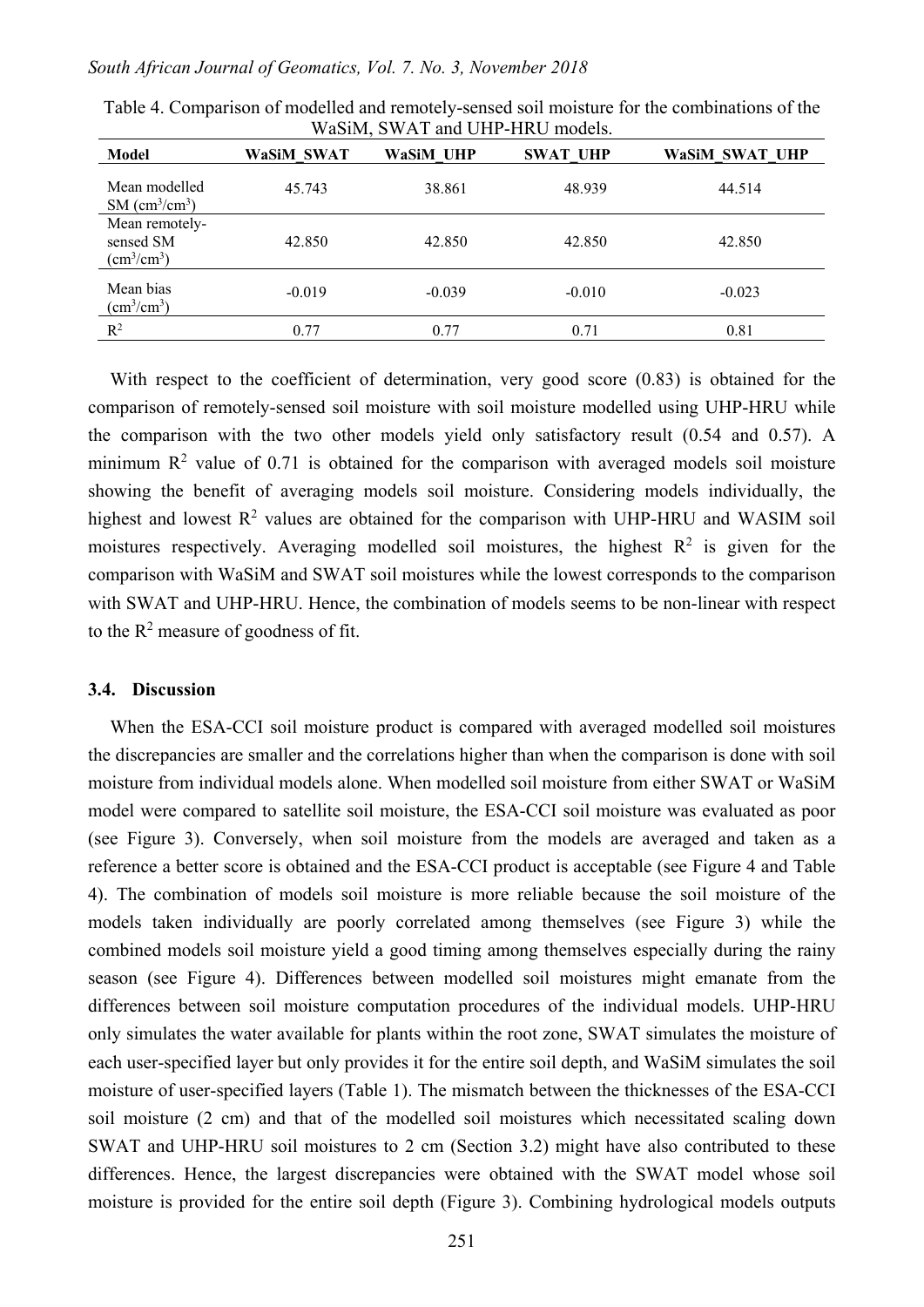Table 4. Comparison of modelled and remotely-sensed soil moisture for the combinations of the WaSiM, SWAT and UHP-HRU models.

| Model | WaSiM_SWAT | WaSiM_UHP | SWAT_UHP | WaSiM_SWAT_UHP |
|---|---|---|---|---|
| Mean modelled SM ($cm^3/cm^3$) | 45.743 | 38.861 | 48.939 | 44.514 |
| Mean remotely-sensed SM ($cm^3/cm^3$) | 42.850 | 42.850 | 42.850 | 42.850 |
| Mean bias ($cm^3/cm^3$) | -0.019 | -0.039 | -0.010 | -0.023 |
| $R^2$ | 0.77 | 0.77 | 0.71 | 0.81 |

With respect to the coefficient of determination, very good score (0.83) is obtained for the comparison of remotely-sensed soil moisture with soil moisture modelled using UHP-HRU while the comparison with the two other models yield only satisfactory result (0.54 and 0.57). A minimum $R^2$ value of 0.71 is obtained for the comparison with averaged models soil moisture showing the benefit of averaging models soil moisture. Considering models individually, the highest and lowest $R^2$ values are obtained for the comparison with UHP-HRU and WASIM soil moistures respectively. Averaging modelled soil moistures, the highest $R^2$ is given for the comparison with WaSiM and SWAT soil moistures while the lowest corresponds to the comparison with SWAT and UHP-HRU. Hence, the combination of models seems to be non-linear with respect to the $R^2$ measure of goodness of fit.

### 3.4. Discussion

When the ESA-CCI soil moisture product is compared with averaged modelled soil moistures the discrepancies are smaller and the correlations higher than when the comparison is done with soil moisture from individual models alone. When modelled soil moisture from either SWAT or WaSiM model were compared to satellite soil moisture, the ESA-CCI soil moisture was evaluated as poor (see Figure 3). Conversely, when soil moisture from the models are averaged and taken as a reference a better score is obtained and the ESA-CCI product is acceptable (see Figure 4 and Table 4). The combination of models soil moisture is more reliable because the soil moisture of the models taken individually are poorly correlated among themselves (see Figure 3) while the combined models soil moisture yield a good timing among themselves especially during the rainy season (see Figure 4). Differences between modelled soil moistures might emanate from the differences between soil moisture computation procedures of the individual models. UHP-HRU only simulates the water available for plants within the root zone, SWAT simulates the moisture of each user-specified layer but only provides it for the entire soil depth, and WaSiM simulates the soil moisture of user-specified layers (Table 1). The mismatch between the thicknesses of the ESA-CCI soil moisture (2 cm) and that of the modelled soil moistures which necessitated scaling down SWAT and UHP-HRU soil moistures to 2 cm (Section 3.2) might have also contributed to these differences. Hence, the largest discrepancies were obtained with the SWAT model whose soil moisture is provided for the entire soil depth (Figure 3). Combining hydrological models outputs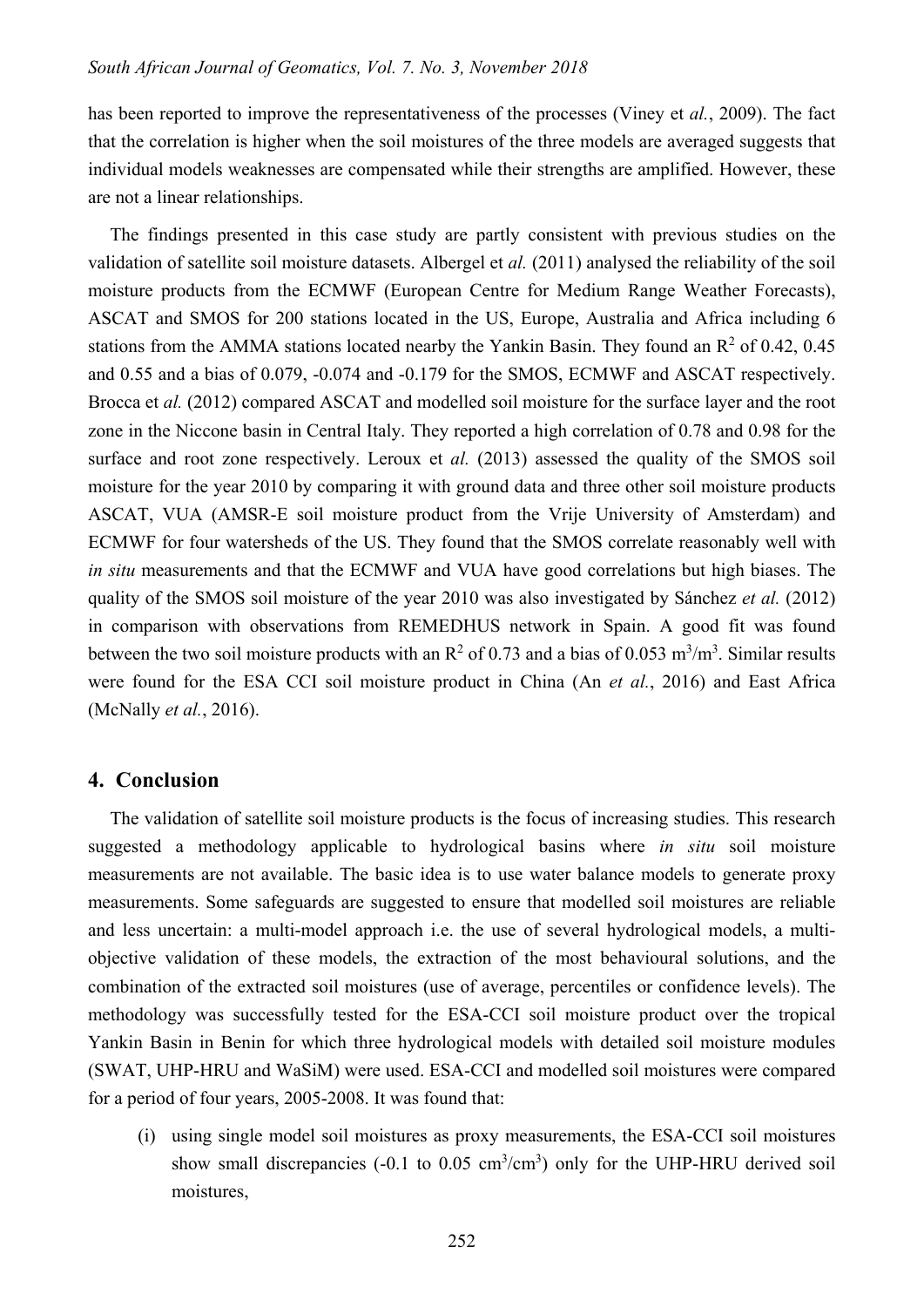has been reported to improve the representativeness of the processes (Viney et *al.*, 2009). The fact that the correlation is higher when the soil moistures of the three models are averaged suggests that individual models weaknesses are compensated while their strengths are amplified. However, these are not a linear relationships.

The findings presented in this case study are partly consistent with previous studies on the validation of satellite soil moisture datasets. Albergel et *al.* (2011) analysed the reliability of the soil moisture products from the ECMWF (European Centre for Medium Range Weather Forecasts), ASCAT and SMOS for 200 stations located in the US, Europe, Australia and Africa including 6 stations from the AMMA stations located nearby the Yankin Basin. They found an $R^2$ of 0.42, 0.45 and 0.55 and a bias of 0.079, -0.074 and -0.179 for the SMOS, ECMWF and ASCAT respectively. Brocca et *al.* (2012) compared ASCAT and modelled soil moisture for the surface layer and the root zone in the Niccone basin in Central Italy. They reported a high correlation of 0.78 and 0.98 for the surface and root zone respectively. Leroux et *al.* (2013) assessed the quality of the SMOS soil moisture for the year 2010 by comparing it with ground data and three other soil moisture products ASCAT, VUA (AMSR-E soil moisture product from the Vrije University of Amsterdam) and ECMWF for four watersheds of the US. They found that the SMOS correlate reasonably well with *in situ* measurements and that the ECMWF and VUA have good correlations but high biases. The quality of the SMOS soil moisture of the year 2010 was also investigated by Sánchez *et al.* (2012) in comparison with observations from REMEDHUS network in Spain. A good fit was found between the two soil moisture products with an $R^2$ of 0.73 and a bias of 0.053 $m^3/m^3$. Similar results were found for the ESA CCI soil moisture product in China (An *et al.*, 2016) and East Africa (McNally *et al.*, 2016).

## 4. Conclusion

The validation of satellite soil moisture products is the focus of increasing studies. This research suggested a methodology applicable to hydrological basins where *in situ* soil moisture measurements are not available. The basic idea is to use water balance models to generate proxy measurements. Some safeguards are suggested to ensure that modelled soil moistures are reliable and less uncertain: a multi-model approach i.e. the use of several hydrological models, a multi-objective validation of these models, the extraction of the most behavioural solutions, and the combination of the extracted soil moistures (use of average, percentiles or confidence levels). The methodology was successfully tested for the ESA-CCI soil moisture product over the tropical Yankin Basin in Benin for which three hydrological models with detailed soil moisture modules (SWAT, UHP-HRU and WaSiM) were used. ESA-CCI and modelled soil moistures were compared for a period of four years, 2005-2008. It was found that:

(i) using single model soil moistures as proxy measurements, the ESA-CCI soil moistures show small discrepancies (-0.1 to 0.05 $cm^3/cm^3$) only for the UHP-HRU derived soil moistures,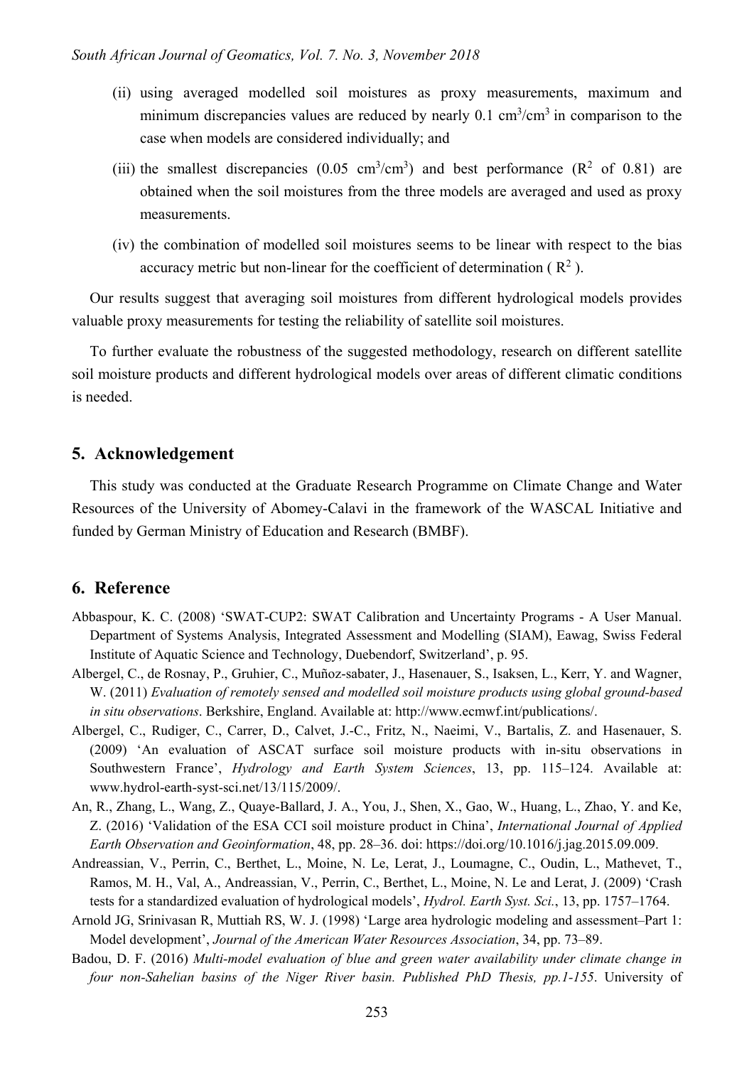(ii) using averaged modelled soil moistures as proxy measurements, maximum and minimum discrepancies values are reduced by nearly 0.1 $cm^3/cm^3$ in comparison to the case when models are considered individually; and

(iii) the smallest discrepancies (0.05 $cm^3/cm^3$) and best performance ($R^2$ of 0.81) are obtained when the soil moistures from the three models are averaged and used as proxy measurements.

(iv) the combination of modelled soil moistures seems to be linear with respect to the bias accuracy metric but non-linear for the coefficient of determination ( $R^2$ ).

Our results suggest that averaging soil moistures from different hydrological models provides valuable proxy measurements for testing the reliability of satellite soil moistures.

To further evaluate the robustness of the suggested methodology, research on different satellite soil moisture products and different hydrological models over areas of different climatic conditions is needed.

## 5. Acknowledgement

This study was conducted at the Graduate Research Programme on Climate Change and Water Resources of the University of Abomey-Calavi in the framework of the WASCAL Initiative and funded by German Ministry of Education and Research (BMBF).

## 6. Reference

Abbaspour, K. C. (2008) 'SWAT-CUP2: SWAT Calibration and Uncertainty Programs - A User Manual. Department of Systems Analysis, Integrated Assessment and Modelling (SIAM), Eawag, Swiss Federal Institute of Aquatic Science and Technology, Duebendorf, Switzerland', p. 95.

Albergel, C., de Rosnay, P., Gruhier, C., Muñoz-sabater, J., Hasenauer, S., Isaksen, L., Kerr, Y. and Wagner, W. (2011) *Evaluation of remotely sensed and modelled soil moisture products using global ground-based in situ observations*. Berkshire, England. Available at: http://www.ecmwf.int/publications/.

Albergel, C., Rudiger, C., Carrer, D., Calvet, J.-C., Fritz, N., Naeimi, V., Bartalis, Z. and Hasenauer, S. (2009) 'An evaluation of ASCAT surface soil moisture products with in-situ observations in Southwestern France', *Hydrology and Earth System Sciences*, 13, pp. 115–124. Available at: www.hydrol-earth-syst-sci.net/13/115/2009/.

An, R., Zhang, L., Wang, Z., Quaye-Ballard, J. A., You, J., Shen, X., Gao, W., Huang, L., Zhao, Y. and Ke, Z. (2016) 'Validation of the ESA CCI soil moisture product in China', *International Journal of Applied Earth Observation and Geoinformation*, 48, pp. 28–36. doi: https://doi.org/10.1016/j.jag.2015.09.009.

Andreassian, V., Perrin, C., Berthet, L., Moine, N. Le, Lerat, J., Loumagne, C., Oudin, L., Mathevet, T., Ramos, M. H., Val, A., Andreassian, V., Perrin, C., Berthet, L., Moine, N. Le and Lerat, J. (2009) 'Crash tests for a standardized evaluation of hydrological models', *Hydrol. Earth Syst. Sci.*, 13, pp. 1757–1764.

Arnold JG, Srinivasan R, Muttiah RS, W. J. (1998) 'Large area hydrologic modeling and assessment–Part 1: Model development', *Journal of the American Water Resources Association*, 34, pp. 73–89.

Badou, D. F. (2016) *Multi-model evaluation of blue and green water availability under climate change in four non-Sahelian basins of the Niger River basin. Published PhD Thesis, pp.1-155*. University of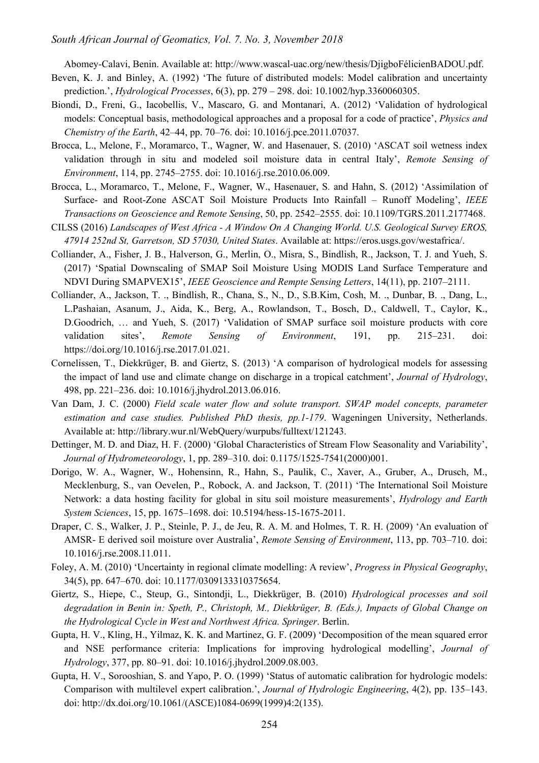Abomey-Calavi, Benin. Available at: http://www.wascal-uac.org/new/thesis/DjigboFélicienBADOU.pdf.

Beven, K. J. and Binley, A. (1992) 'The future of distributed models: Model calibration and uncertainty prediction.', *Hydrological Processes*, 6(3), pp. 279 – 298. doi: 10.1002/hyp.3360060305.

Biondi, D., Freni, G., Iacobellis, V., Mascaro, G. and Montanari, A. (2012) 'Validation of hydrological models: Conceptual basis, methodological approaches and a proposal for a code of practice', *Physics and Chemistry of the Earth*, 42–44, pp. 70–76. doi: 10.1016/j.pce.2011.07037.

Brocca, L., Melone, F., Moramarco, T., Wagner, W. and Hasenauer, S. (2010) 'ASCAT soil wetness index validation through in situ and modeled soil moisture data in central Italy', *Remote Sensing of Environment*, 114, pp. 2745–2755. doi: 10.1016/j.rse.2010.06.009.

Brocca, L., Moramarco, T., Melone, F., Wagner, W., Hasenauer, S. and Hahn, S. (2012) 'Assimilation of Surface- and Root-Zone ASCAT Soil Moisture Products Into Rainfall – Runoff Modeling', *IEEE Transactions on Geoscience and Remote Sensing*, 50, pp. 2542–2555. doi: 10.1109/TGRS.2011.2177468.

CILSS (2016) *Landscapes of West Africa - A Window On A Changing World. U.S. Geological Survey EROS, 47914 252nd St, Garretson, SD 57030, United States*. Available at: https://eros.usgs.gov/westafrica/.

Colliander, A., Fisher, J. B., Halverson, G., Merlin, O., Misra, S., Bindlish, R., Jackson, T. J. and Yueh, S. (2017) 'Spatial Downscaling of SMAP Soil Moisture Using MODIS Land Surface Temperature and NDVI During SMAPVEX15', *IEEE Geoscience and Rempte Sensing Letters*, 14(11), pp. 2107–2111.

Colliander, A., Jackson, T. ., Bindlish, R., Chana, S., N., D., S.B.Kim, Cosh, M. ., Dunbar, B. ., Dang, L., L.Pashaian, Asanum, J., Aida, K., Berg, A., Rowlandson, T., Bosch, D., Caldwell, T., Caylor, K., D.Goodrich, … and Yueh, S. (2017) 'Validation of SMAP surface soil moisture products with core validation sites', *Remote Sensing of Environment*, 191, pp. 215–231. doi: https://doi.org/10.1016/j.rse.2017.01.021.

Cornelissen, T., Diekkrüger, B. and Giertz, S. (2013) 'A comparison of hydrological models for assessing the impact of land use and climate change on discharge in a tropical catchment', *Journal of Hydrology*, 498, pp. 221–236. doi: 10.1016/j.jhydrol.2013.06.016.

Van Dam, J. C. (2000) *Field scale water flow and solute transport. SWAP model concepts, parameter estimation and case studies. Published PhD thesis, pp.1-179*. Wageningen University, Netherlands. Available at: http://library.wur.nl/WebQuery/wurpubs/fulltext/121243.

Dettinger, M. D. and Diaz, H. F. (2000) 'Global Characteristics of Stream Flow Seasonality and Variability', *Journal of Hydrometeorology*, 1, pp. 289–310. doi: 0.1175/1525-7541(2000)001.

Dorigo, W. A., Wagner, W., Hohensinn, R., Hahn, S., Paulik, C., Xaver, A., Gruber, A., Drusch, M., Mecklenburg, S., van Oevelen, P., Robock, A. and Jackson, T. (2011) 'The International Soil Moisture Network: a data hosting facility for global in situ soil moisture measurements', *Hydrology and Earth System Sciences*, 15, pp. 1675–1698. doi: 10.5194/hess-15-1675-2011.

Draper, C. S., Walker, J. P., Steinle, P. J., de Jeu, R. A. M. and Holmes, T. R. H. (2009) 'An evaluation of AMSR- E derived soil moisture over Australia', *Remote Sensing of Environment*, 113, pp. 703–710. doi: 10.1016/j.rse.2008.11.011.

Foley, A. M. (2010) 'Uncertainty in regional climate modelling: A review', *Progress in Physical Geography*, 34(5), pp. 647–670. doi: 10.1177/0309133310375654.

Giertz, S., Hiepe, C., Steup, G., Sintondji, L., Diekkrüger, B. (2010) *Hydrological processes and soil degradation in Benin in: Speth, P., Christoph, M., Diekkrüger, B. (Eds.), Impacts of Global Change on the Hydrological Cycle in West and Northwest Africa. Springer*. Berlin.

Gupta, H. V., Kling, H., Yilmaz, K. K. and Martinez, G. F. (2009) 'Decomposition of the mean squared error and NSE performance criteria: Implications for improving hydrological modelling', *Journal of Hydrology*, 377, pp. 80–91. doi: 10.1016/j.jhydrol.2009.08.003.

Gupta, H. V., Sorooshian, S. and Yapo, P. O. (1999) 'Status of automatic calibration for hydrologic models: Comparison with multilevel expert calibration.', *Journal of Hydrologic Engineering*, 4(2), pp. 135–143. doi: http://dx.doi.org/10.1061/(ASCE)1084-0699(1999)4:2(135).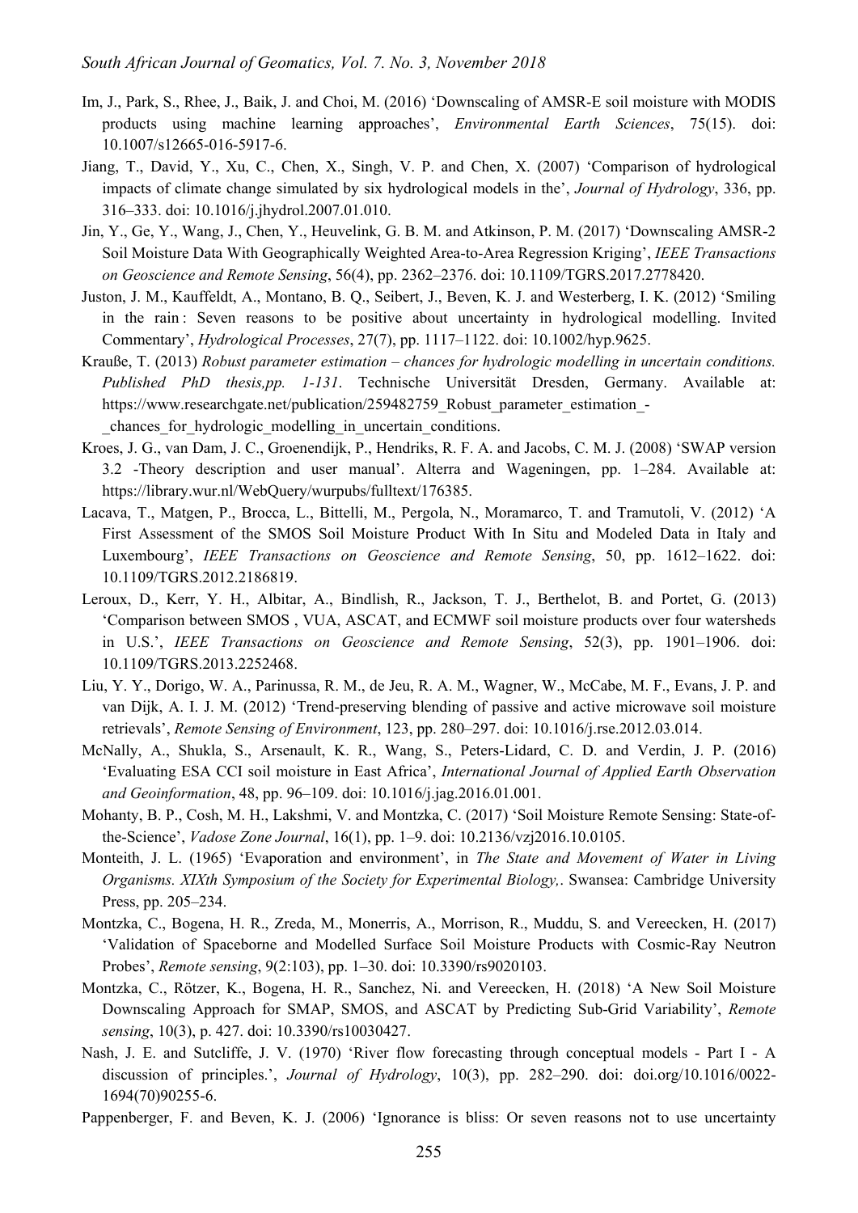Im, J., Park, S., Rhee, J., Baik, J. and Choi, M. (2016) 'Downscaling of AMSR-E soil moisture with MODIS products using machine learning approaches', *Environmental Earth Sciences*, 75(15). doi: 10.1007/s12665-016-5917-6.

Jiang, T., David, Y., Xu, C., Chen, X., Singh, V. P. and Chen, X. (2007) 'Comparison of hydrological impacts of climate change simulated by six hydrological models in the', *Journal of Hydrology*, 336, pp. 316–333. doi: 10.1016/j.jhydrol.2007.01.010.

Jin, Y., Ge, Y., Wang, J., Chen, Y., Heuvelink, G. B. M. and Atkinson, P. M. (2017) 'Downscaling AMSR-2 Soil Moisture Data With Geographically Weighted Area-to-Area Regression Kriging', *IEEE Transactions on Geoscience and Remote Sensing*, 56(4), pp. 2362–2376. doi: 10.1109/TGRS.2017.2778420.

Juston, J. M., Kauffeldt, A., Montano, B. Q., Seibert, J., Beven, K. J. and Westerberg, I. K. (2012) 'Smiling in the rain : Seven reasons to be positive about uncertainty in hydrological modelling. Invited Commentary', *Hydrological Processes*, 27(7), pp. 1117–1122. doi: 10.1002/hyp.9625.

Krauße, T. (2013) *Robust parameter estimation – chances for hydrologic modelling in uncertain conditions. Published PhD thesis,pp. 1-131*. Technische Universität Dresden, Germany. Available at: https://www.researchgate.net/publication/259482759_Robust_parameter_estimation_-_chances_for_hydrologic_modelling_in_uncertain_conditions.

Kroes, J. G., van Dam, J. C., Groenendijk, P., Hendriks, R. F. A. and Jacobs, C. M. J. (2008) 'SWAP version 3.2 -Theory description and user manual'. Alterra and Wageningen, pp. 1–284. Available at: https://library.wur.nl/WebQuery/wurpubs/fulltext/176385.

Lacava, T., Matgen, P., Brocca, L., Bittelli, M., Pergola, N., Moramarco, T. and Tramutoli, V. (2012) 'A First Assessment of the SMOS Soil Moisture Product With In Situ and Modeled Data in Italy and Luxembourg', *IEEE Transactions on Geoscience and Remote Sensing*, 50, pp. 1612–1622. doi: 10.1109/TGRS.2012.2186819.

Leroux, D., Kerr, Y. H., Albitar, A., Bindlish, R., Jackson, T. J., Berthelot, B. and Portet, G. (2013) 'Comparison between SMOS , VUA, ASCAT, and ECMWF soil moisture products over four watersheds in U.S.', *IEEE Transactions on Geoscience and Remote Sensing*, 52(3), pp. 1901–1906. doi: 10.1109/TGRS.2013.2252468.

Liu, Y. Y., Dorigo, W. A., Parinussa, R. M., de Jeu, R. A. M., Wagner, W., McCabe, M. F., Evans, J. P. and van Dijk, A. I. J. M. (2012) 'Trend-preserving blending of passive and active microwave soil moisture retrievals', *Remote Sensing of Environment*, 123, pp. 280–297. doi: 10.1016/j.rse.2012.03.014.

McNally, A., Shukla, S., Arsenault, K. R., Wang, S., Peters-Lidard, C. D. and Verdin, J. P. (2016) 'Evaluating ESA CCI soil moisture in East Africa', *International Journal of Applied Earth Observation and Geoinformation*, 48, pp. 96–109. doi: 10.1016/j.jag.2016.01.001.

Mohanty, B. P., Cosh, M. H., Lakshmi, V. and Montzka, C. (2017) 'Soil Moisture Remote Sensing: State-of-the-Science', *Vadose Zone Journal*, 16(1), pp. 1–9. doi: 10.2136/vzj2016.10.0105.

Monteith, J. L. (1965) 'Evaporation and environment', in *The State and Movement of Water in Living Organisms. XIXth Symposium of the Society for Experimental Biology,*. Swansea: Cambridge University Press, pp. 205–234.

Montzka, C., Bogena, H. R., Zreda, M., Monerris, A., Morrison, R., Muddu, S. and Vereecken, H. (2017) 'Validation of Spaceborne and Modelled Surface Soil Moisture Products with Cosmic-Ray Neutron Probes', *Remote sensing*, 9(2:103), pp. 1–30. doi: 10.3390/rs9020103.

Montzka, C., Rötzer, K., Bogena, H. R., Sanchez, Ni. and Vereecken, H. (2018) 'A New Soil Moisture Downscaling Approach for SMAP, SMOS, and ASCAT by Predicting Sub-Grid Variability', *Remote sensing*, 10(3), p. 427. doi: 10.3390/rs10030427.

Nash, J. E. and Sutcliffe, J. V. (1970) 'River flow forecasting through conceptual models - Part I - A discussion of principles.', *Journal of Hydrology*, 10(3), pp. 282–290. doi: doi.org/10.1016/0022-1694(70)90255-6.

Pappenberger, F. and Beven, K. J. (2006) 'Ignorance is bliss: Or seven reasons not to use uncertainty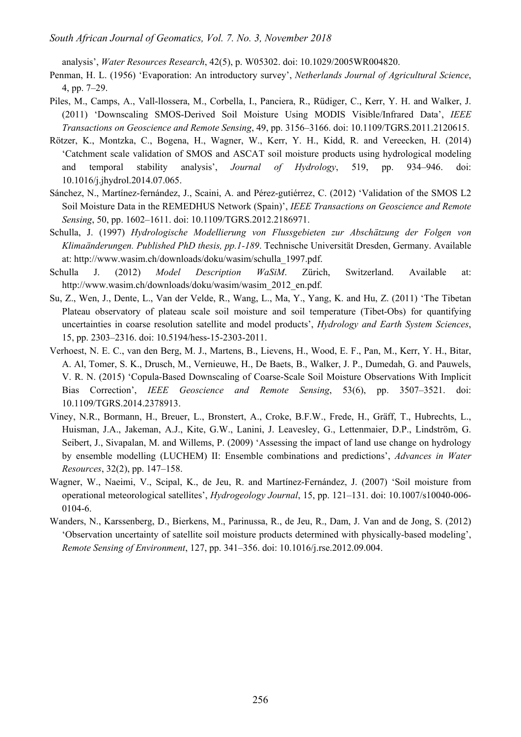analysis', *Water Resources Research*, 42(5), p. W05302. doi: 10.1029/2005WR004820.

Penman, H. L. (1956) 'Evaporation: An introductory survey', *Netherlands Journal of Agricultural Science*, 4, pp. 7–29.

Piles, M., Camps, A., Vall-llossera, M., Corbella, I., Panciera, R., Rüdiger, C., Kerr, Y. H. and Walker, J. (2011) 'Downscaling SMOS-Derived Soil Moisture Using MODIS Visible/Infrared Data', *IEEE Transactions on Geoscience and Remote Sensing*, 49, pp. 3156–3166. doi: 10.1109/TGRS.2011.2120615.

Rötzer, K., Montzka, C., Bogena, H., Wagner, W., Kerr, Y. H., Kidd, R. and Vereecken, H. (2014) 'Catchment scale validation of SMOS and ASCAT soil moisture products using hydrological modeling and temporal stability analysis', *Journal of Hydrology*, 519, pp. 934–946. doi: 10.1016/j.jhydrol.2014.07.065.

Sánchez, N., Martínez-fernández, J., Scaini, A. and Pérez-gutiérrez, C. (2012) 'Validation of the SMOS L2 Soil Moisture Data in the REMEDHUS Network (Spain)', *IEEE Transactions on Geoscience and Remote Sensing*, 50, pp. 1602–1611. doi: 10.1109/TGRS.2012.2186971.

Schulla, J. (1997) *Hydrologische Modellierung von Flussgebieten zur Abschätzung der Folgen von Klimaänderungen. Published PhD thesis, pp.1-189*. Technische Universität Dresden, Germany. Available at: http://www.wasim.ch/downloads/doku/wasim/schulla_1997.pdf.

Schulla J. (2012) *Model Description WaSiM*. Zürich, Switzerland. Available at: http://www.wasim.ch/downloads/doku/wasim/wasim_2012_en.pdf.

Su, Z., Wen, J., Dente, L., Van der Velde, R., Wang, L., Ma, Y., Yang, K. and Hu, Z. (2011) 'The Tibetan Plateau observatory of plateau scale soil moisture and soil temperature (Tibet-Obs) for quantifying uncertainties in coarse resolution satellite and model products', *Hydrology and Earth System Sciences*, 15, pp. 2303–2316. doi: 10.5194/hess-15-2303-2011.

Verhoest, N. E. C., van den Berg, M. J., Martens, B., Lievens, H., Wood, E. F., Pan, M., Kerr, Y. H., Bitar, A. Al, Tomer, S. K., Drusch, M., Vernieuwe, H., De Baets, B., Walker, J. P., Dumedah, G. and Pauwels, V. R. N. (2015) 'Copula-Based Downscaling of Coarse-Scale Soil Moisture Observations With Implicit Bias Correction', *IEEE Geoscience and Remote Sensing*, 53(6), pp. 3507–3521. doi: 10.1109/TGRS.2014.2378913.

Viney, N.R., Bormann, H., Breuer, L., Bronstert, A., Croke, B.F.W., Frede, H., Gräff, T., Hubrechts, L., Huisman, J.A., Jakeman, A.J., Kite, G.W., Lanini, J. Leavesley, G., Lettenmaier, D.P., Lindström, G. Seibert, J., Sivapalan, M. and Willems, P. (2009) 'Assessing the impact of land use change on hydrology by ensemble modelling (LUCHEM) II: Ensemble combinations and predictions', *Advances in Water Resources*, 32(2), pp. 147–158.

Wagner, W., Naeimi, V., Scipal, K., de Jeu, R. and Martínez-Fernández, J. (2007) 'Soil moisture from operational meteorological satellites', *Hydrogeology Journal*, 15, pp. 121–131. doi: 10.1007/s10040-006-0104-6.

Wanders, N., Karssenberg, D., Bierkens, M., Parinussa, R., de Jeu, R., Dam, J. Van and de Jong, S. (2012) 'Observation uncertainty of satellite soil moisture products determined with physically-based modeling', *Remote Sensing of Environment*, 127, pp. 341–356. doi: 10.1016/j.rse.2012.09.004.